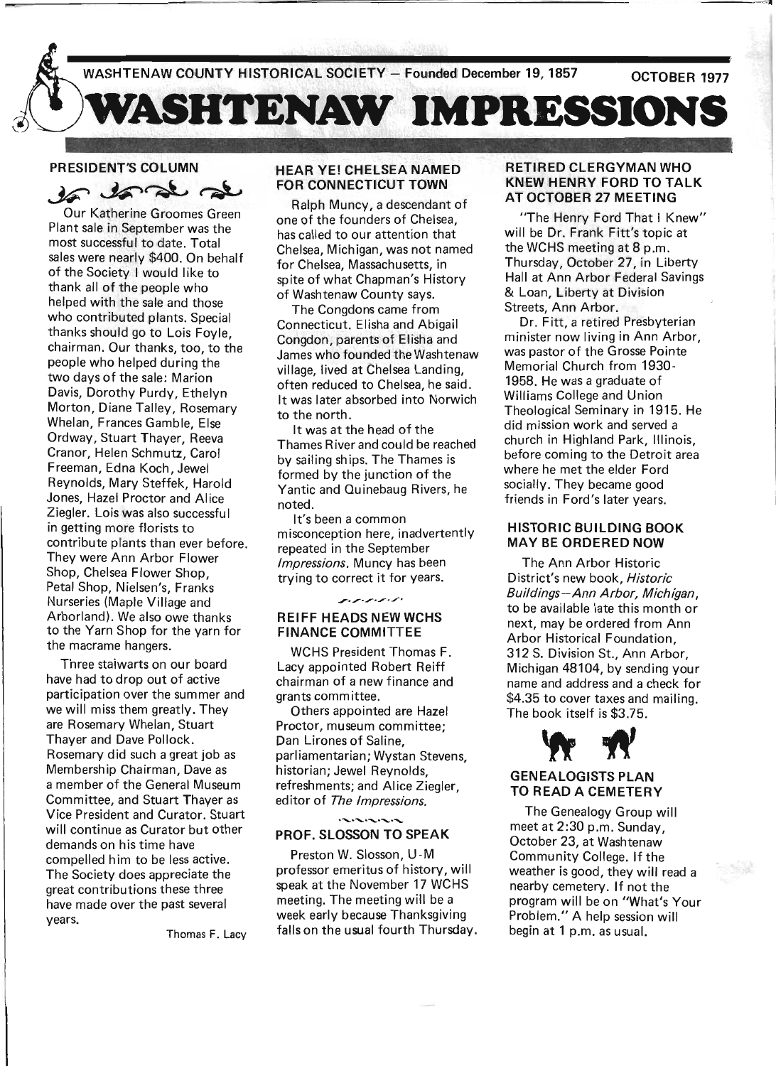WASHTENAW COUNTY HISTORICAL SOCIETY — Founded December 19, 1857 OCTOBER 1977

# WASHTENAW IMPRESSIONS

## PRESIDENT'S COLUMN

Our Katherine Groomes Green Plant sale in September was the most successful to date. Total sales were nearly $400. On behalf of the Society I would like to thank all of the people who helped with the sale and those who contributed plants. Special thanks should go to Lois Foyle, chairman. Our thanks, too, to the people who helped during the two days of the sale: Marion Davis, Dorothy Purdy, Ethelyn Morton, Diane Talley, Rosemary Whelan, Frances Gamble, Else Ordway, Stuart Thayer, Reeva Cranor, Helen Schmutz, Carol Freeman, Edna Koch, Jewel Reynolds, Mary Steffek, Harold Jones, Hazel Proctor and Alice Ziegler. Lois was also successful in getting more florists to contribute plants than ever before. They were Ann Arbor Flower Shop, Chelsea Flower Shop, Petal Shop, Nielsen's, Franks Nurseries (Maple Village and Arborland). We also owe thanks to the Yarn Shop for the yarn for the macrame hangers.

Three stalwarts on our board have had to drop out of active participation over the summer and we will miss them greatly. They are Rosemary Whelan, Stuart Thayer and Dave Pollock. Rosemary did such a great job as Membership Chairman, Dave as a member of the General Museum Committee, and Stuart Thayer as Vice President and Curator. Stuart will continue as Curator but other demands on his time have compelled him to be less active. The Society does appreciate the great contributions these three have made over the past several years.

Thomas F. Lacy

## HEAR YE! CHELSEA NAMED FOR CONNECTICUT TOWN

Ralph Muncy, a descendant of one of the founders of Chelsea, has called to our attention that Chelsea, Michigan, was not named for Chelsea, Massachusetts, in spite of what Chapman's History of Washtenaw County says.

The Congdons came from Connecticut. Elisha and Abigail Congdon, parents of Elisha and James who founded the Washtenaw village, lived at Chelsea Landing, often reduced to Chelsea, he said. It was later absorbed into Norwich to the north.

It was at the head of the Thames River and could be reached by sailing ships. The Thames is formed by the junction of the Yantic and Quinebaug Rivers, he noted.

It's been a common misconception here, inadvertently repeated in the September *Impressions*. Muncy has been trying to correct it for years.

## REIFF HEADS NEW WCHS FINANCE COMMITTEE

WCHS President Thomas F. Lacy appointed Robert Reiff chairman of a new finance and grants committee.

Others appointed are Hazel Proctor, museum committee; Dan Lirones of Saline, parliamentarian; Wystan Stevens, historian; Jewel Reynolds, refreshments; and Alice Ziegler, editor of *The Impressions*.

## PROF. SLOSSON TO SPEAK

Preston W. Slosson, U-M professor emeritus of history, will speak at the November 17 WCHS meeting. The meeting will be a week early because Thanksgiving falls on the usual fourth Thursday.

## RETIRED CLERGYMAN WHO KNEW HENRY FORD TO TALK AT OCTOBER 27 MEETING

"The Henry Ford That I Knew" will be Dr. Frank Fitt's topic at the WCHS meeting at 8 p.m. Thursday, October 27, in Liberty Hall at Ann Arbor Federal Savings & Loan, Liberty at Division Streets, Ann Arbor.

Dr. Fitt, a retired Presbyterian minister now living in Ann Arbor, was pastor of the Grosse Pointe Memorial Church from 1930-1958. He was a graduate of Williams College and Union Theological Seminary in 1915. He did mission work and served a church in Highland Park, Illinois, before coming to the Detroit area where he met the elder Ford socially. They became good friends in Ford's later years.

## HISTORIC BUILDING BOOK MAY BE ORDERED NOW

The Ann Arbor Historic District's new book, *Historic Buildings—Ann Arbor, Michigan*, to be available late this month or next, may be ordered from Ann Arbor Historical Foundation, 312 S. Division St., Ann Arbor, Michigan 48104, by sending your name and address and a check for $4.35 to cover taxes and mailing. The book itself is $3.75.

## GENEALOGISTS PLAN TO READ A CEMETERY

The Genealogy Group will meet at 2:30 p.m. Sunday, October 23, at Washtenaw Community College. If the weather is good, they will read a nearby cemetery. If not the program will be on "What's Your Problem." A help session will begin at 1 p.m. as usual.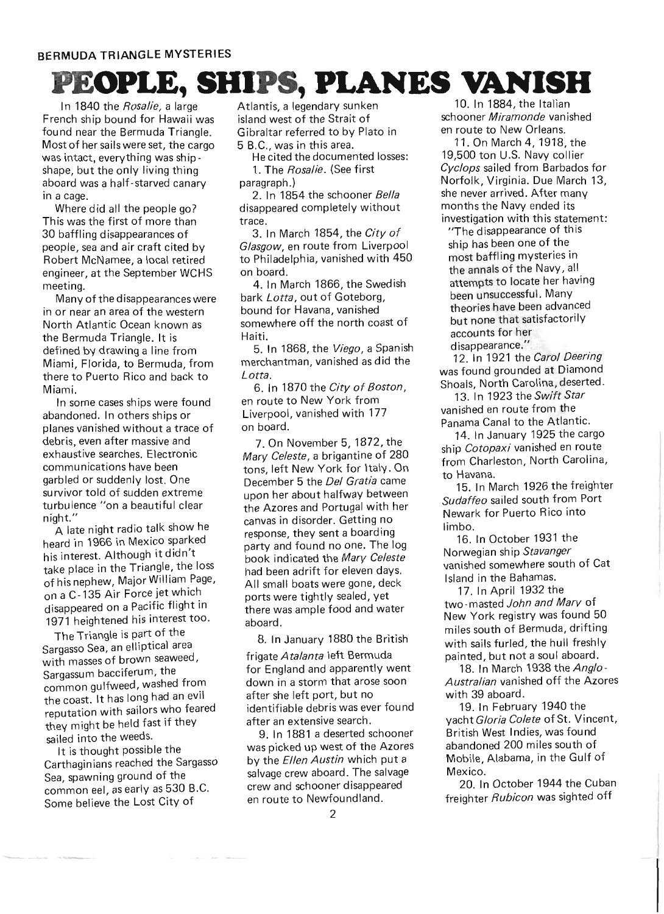BERMUDA TRIANGLE MYSTERIES

# PEOPLE, SHIPS, PLANES VANISH

In 1840 the *Rosalie*, a large French ship bound for Hawaii was found near the Bermuda Triangle. Most of her sails were set, the cargo was intact, everything was ship-shape, but the only living thing aboard was a half-starved canary in a cage.

Where did all the people go? This was the first of more than 30 baffling disappearances of people, sea and air craft cited by Robert McNamee, a local retired engineer, at the September WCHS meeting.

Many of the disappearances were in or near an area of the western North Atlantic Ocean known as the Bermuda Triangle. It is defined by drawing a line from Miami, Florida, to Bermuda, from there to Puerto Rico and back to Miami.

In some cases ships were found abandoned. In others ships or planes vanished without a trace of debris, even after massive and exhaustive searches. Electronic communications have been garbled or suddenly lost. One survivor told of sudden extreme turbulence "on a beautiful clear night."

A late night radio talk show he heard in 1966 in Mexico sparked his interest. Although it didn't take place in the Triangle, the loss of his nephew, Major William Page, on a C-135 Air Force jet which disappeared on a Pacific flight in 1971 heightened his interest too.

The Triangle is part of the Sargasso Sea, an elliptical area with masses of brown seaweed, Sargassum bacciferum, the common gulfweed, washed from the coast. It has long had an evil reputation with sailors who feared they might be held fast if they sailed into the weeds.

It is thought possible the Carthaginians reached the Sargasso Sea, spawning ground of the common eel, as early as 530 B.C. Some believe the Lost City of Atlantis, a legendary sunken island west of the Strait of Gibraltar referred to by Plato in 5 B.C., was in this area.

He cited the documented losses:

1. The *Rosalie*. (See first paragraph.)
2. In 1854 the schooner *Bella* disappeared completely without trace.
3. In March 1854, the *City of Glasgow*, en route from Liverpool to Philadelphia, vanished with 450 on board.
4. In March 1866, the Swedish bark *Lotta*, out of Goteborg, bound for Havana, vanished somewhere off the north coast of Haiti.
5. In 1868, the *Viego*, a Spanish merchantman, vanished as did the *Lotta*.
6. In 1870 the *City of Boston*, en route to New York from Liverpool, vanished with 177 on board.
7. On November 5, 1872, the *Mary Celeste*, a brigantine of 280 tons, left New York for Italy. On December 5 the *Del Gratia* came upon her about halfway between the Azores and Portugal with her canvas in disorder. Getting no response, they sent a boarding party and found no one. The log book indicated the *Mary Celeste* had been adrift for eleven days. All small boats were gone, deck ports were tightly sealed, yet there was ample food and water aboard.
8. In January 1880 the British frigate *Atalanta* left Bermuda for England and apparently went down in a storm that arose soon after she left port, but no identifiable debris was ever found after an extensive search.
9. In 1881 a deserted schooner was picked up west of the Azores by the *Ellen Austin* which put a salvage crew aboard. The salvage crew and schooner disappeared en route to Newfoundland.
10. In 1884, the Italian schooner *Miramonde* vanished en route to New Orleans.
11. On March 4, 1918, the 19,500 ton U.S. Navy collier *Cyclops* sailed from Barbados for Norfolk, Virginia. Due March 13, she never arrived. After many months the Navy ended its investigation with this statement:
    "The disappearance of this ship has been one of the most baffling mysteries in the annals of the Navy, all attempts to locate her having been unsuccessful. Many theories have been advanced but none that satisfactorily accounts for her disappearance."
12. In 1921 the *Carol Deering* was found grounded at Diamond Shoals, North Carolina, deserted.
13. In 1923 the *Swift Star* vanished en route from the Panama Canal to the Atlantic.
14. In January 1925 the cargo ship *Cotopaxi* vanished en route from Charleston, North Carolina, to Havana.
15. In March 1926 the freighter *Sudaffeo* sailed south from Port Newark for Puerto Rico into limbo.
16. In October 1931 the Norwegian ship *Stavanger* vanished somewhere south of Cat Island in the Bahamas.
17. In April 1932 the two-masted *John and Mary* of New York registry was found 50 miles south of Bermuda, drifting with sails furled, the hull freshly painted, but not a soul aboard.
18. In March 1938 the *Anglo-Australian* vanished off the Azores with 39 aboard.
19. In February 1940 the yacht *Gloria Colete* of St. Vincent, British West Indies, was found abandoned 200 miles south of Mobile, Alabama, in the Gulf of Mexico.
20. In October 1944 the Cuban freighter *Rubicon* was sighted off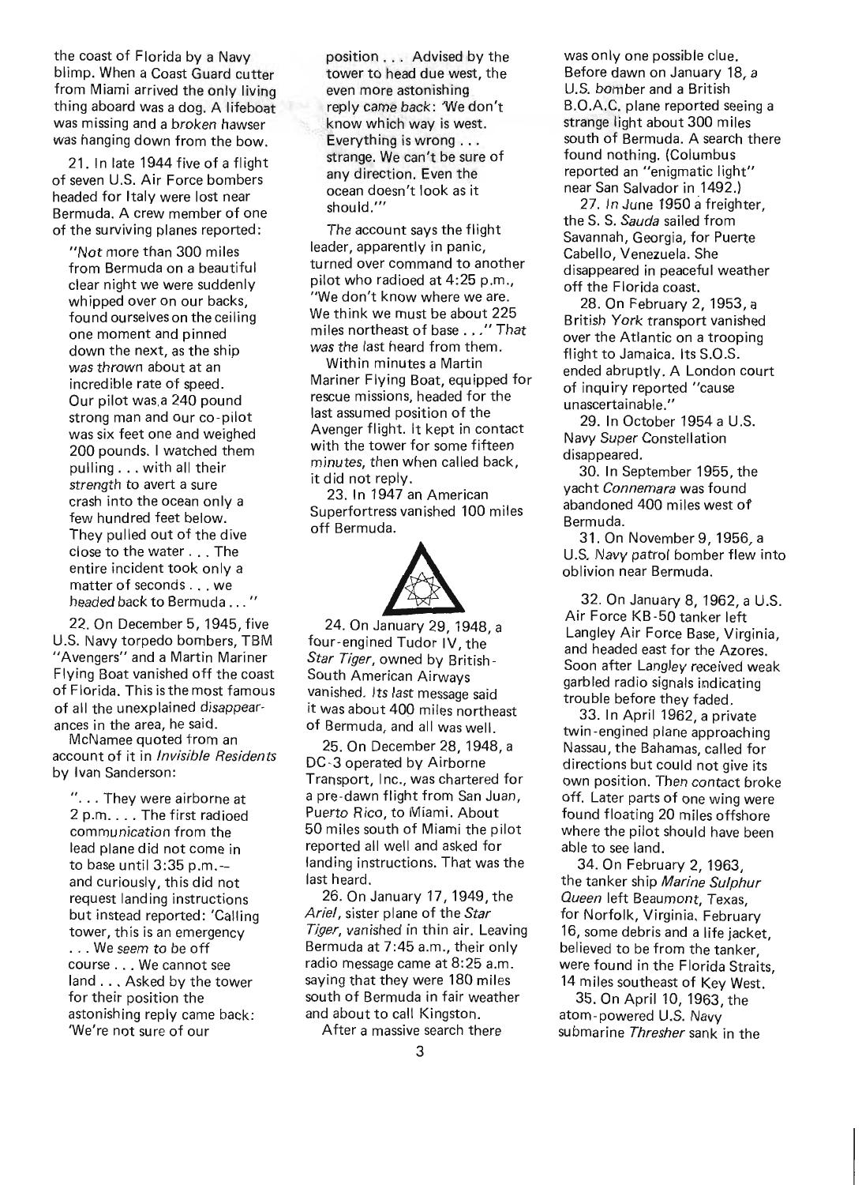the coast of Florida by a Navy blimp. When a Coast Guard cutter from Miami arrived the only living thing aboard was a dog. A lifeboat was missing and a broken hawser was hanging down from the bow.

21. In late 1944 five of a flight of seven U.S. Air Force bombers headed for Italy were lost near Bermuda. A crew member of one of the surviving planes reported:

> "Not more than 300 miles from Bermuda on a beautiful clear night we were suddenly whipped over on our backs, found ourselves on the ceiling one moment and pinned down the next, as the ship was thrown about at an incredible rate of speed. Our pilot was a 240 pound strong man and our co-pilot was six feet one and weighed 200 pounds. I watched them pulling . . . with all their strength to avert a sure crash into the ocean only a few hundred feet below. They pulled out of the dive close to the water . . . The entire incident took only a matter of seconds . . . we headed back to Bermuda . . ."

22. On December 5, 1945, five U.S. Navy torpedo bombers, TBM "Avengers" and a Martin Mariner Flying Boat vanished off the coast of Florida. This is the most famous of all the unexplained disappearances in the area, he said.

McNamee quoted from an account of it in *Invisible Residents* by Ivan Sanderson:

> ". . . They were airborne at 2 p.m. . . . The first radioed communication from the lead plane did not come in to base until 3:35 p.m.— and curiously, this did not request landing instructions but instead reported: 'Calling tower, this is an emergency . . . We seem to be off course . . . We cannot see land . . . Asked by the tower for their position the astonishing reply came back: 'We're not sure of our position . . . Advised by the tower to head due west, the even more astonishing reply came back: 'We don't know which way is west. Everything is wrong . . . strange. We can't be sure of any direction. Even the ocean doesn't look as it should.'"

The account says the flight leader, apparently in panic, turned over command to another pilot who radioed at 4:25 p.m., "We don't know where we are. We think we must be about 225 miles northeast of base . . ." That was the last heard from them.

Within minutes a Martin Mariner Flying Boat, equipped for rescue missions, headed for the last assumed position of the Avenger flight. It kept in contact with the tower for some fifteen minutes, then when called back, it did not reply.

23. In 1947 an American Superfortress vanished 100 miles off Bermuda.

24. On January 29, 1948, a four-engined Tudor IV, the *Star Tiger*, owned by British-South American Airways vanished. Its last message said it was about 400 miles northeast of Bermuda, and all was well.

25. On December 28, 1948, a DC-3 operated by Airborne Transport, Inc., was chartered for a pre-dawn flight from San Juan, Puerto Rico, to Miami. About 50 miles south of Miami the pilot reported all well and asked for landing instructions. That was the last heard.

26. On January 17, 1949, the *Ariel*, sister plane of the *Star Tiger*, vanished in thin air. Leaving Bermuda at 7:45 a.m., their only radio message came at 8:25 a.m. saying that they were 180 miles south of Bermuda in fair weather and about to call Kingston.

After a massive search there was only one possible clue. Before dawn on January 18, a U.S. bomber and a British B.O.A.C. plane reported seeing a strange light about 300 miles south of Bermuda. A search there found nothing. (Columbus reported an "enigmatic light" near San Salvador in 1492.)

27. In June 1950 a freighter, the S. S. *Sauda* sailed from Savannah, Georgia, for Puerte Cabello, Venezuela. She disappeared in peaceful weather off the Florida coast.

28. On February 2, 1953, a British *York* transport vanished over the Atlantic on a trooping flight to Jamaica. Its S.O.S. ended abruptly. A London court of inquiry reported "cause unascertainable."

29. In October 1954 a U.S. Navy *Super* Constellation disappeared.

30. In September 1955, the yacht *Connemara* was found abandoned 400 miles west of Bermuda.

31. On November 9, 1956, a U.S. Navy patrol bomber flew into oblivion near Bermuda.

32. On January 8, 1962, a U.S. Air Force KB-50 tanker left Langley Air Force Base, Virginia, and headed east for the Azores. Soon after Langley received weak garbled radio signals indicating trouble before they faded.

33. In April 1962, a private twin-engined plane approaching Nassau, the Bahamas, called for directions but could not give its own position. Then contact broke off. Later parts of one wing were found floating 20 miles offshore where the pilot should have been able to see land.

34. On February 2, 1963, the tanker ship *Marine Sulphur Queen* left Beaumont, Texas, for Norfolk, Virginia. February 16, some debris and a life jacket, believed to be from the tanker, were found in the Florida Straits, 14 miles southeast of Key West.

35. On April 10, 1963, the atom-powered U.S. Navy submarine *Thresher* sank in the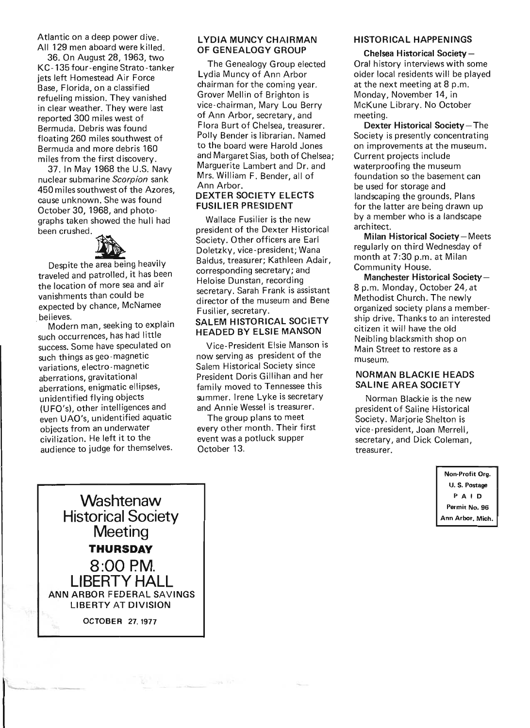Atlantic on a deep power dive. All 129 men aboard were killed.

36. On August 28, 1963, two KC-135 four-engine Strato-tanker jets left Homestead Air Force Base, Florida, on a classified refueling mission. They vanished in clear weather. They were last reported 300 miles west of Bermuda. Debris was found floating 260 miles southwest of Bermuda and more debris 160 miles from the first discovery.

37. In May 1968 the U.S. Navy nuclear submarine *Scorpion* sank 450 miles southwest of the Azores, cause unknown. She was found October 30, 1968, and photographs taken showed the hull had been crushed.

Despite the area being heavily traveled and patrolled, it has been the location of more sea and air vanishments than could be expected by chance, McNamee believes.

Modern man, seeking to explain such occurrences, has had little success. Some have speculated on such things as geo-magnetic variations, electro-magnetic aberrations, gravitational aberrations, enigmatic ellipses, unidentified flying objects (UFO's), other intelligences and even UAO's, unidentified aquatic objects from an underwater civilization. He left it to the audience to judge for themselves.

## LYDIA MUNCY CHAIRMAN OF GENEALOGY GROUP

The Genealogy Group elected Lydia Muncy of Ann Arbor chairman for the coming year. Grover Mellin of Brighton is vice-chairman, Mary Lou Berry of Ann Arbor, secretary, and Flora Burt of Chelsea, treasurer. Polly Bender is librarian. Named to the board were Harold Jones and Margaret Sias, both of Chelsea; Marguerite Lambert and Dr. and Mrs. William F. Bender, all of Ann Arbor.

## DEXTER SOCIETY ELECTS FUSILIER PRESIDENT

Wallace Fusilier is the new president of the Dexter Historical Society. Other officers are Earl Doletzky, vice-president; Wana Baldus, treasurer; Kathleen Adair, corresponding secretary; and Heloise Dunstan, recording secretary. Sarah Frank is assistant director of the museum and Bene Fusilier, secretary.

## SALEM HISTORICAL SOCIETY HEADED BY ELSIE MANSON

Vice-President Elsie Manson is now serving as president of the Salem Historical Society since President Doris Gillihan and her family moved to Tennessee this summer. Irene Lyke is secretary and Annie Wessel is treasurer.

The group plans to meet every other month. Their first event was a potluck supper October 13.

## HISTORICAL HAPPENINGS

**Chelsea Historical Society** — Oral history interviews with some older local residents will be played at the next meeting at 8 p.m. Monday, November 14, in McKune Library. No October meeting.

**Dexter Historical Society** — The Society is presently concentrating on improvements at the museum. Current projects include waterproofing the museum foundation so the basement can be used for storage and landscaping the grounds. Plans for the latter are being drawn up by a member who is a landscape architect.

**Milan Historical Society** — Meets regularly on third Wednesday of month at 7:30 p.m. at Milan Community House.

**Manchester Historical Society** — 8 p.m. Monday, October 24, at Methodist Church. The newly organized society plans a membership drive. Thanks to an interested citizen it will have the old Neibling blacksmith shop on Main Street to restore as a museum.

## NORMAN BLACKIE HEADS SALINE AREA SOCIETY

Norman Blackie is the new president of Saline Historical Society. Marjorie Shelton is vice-president, Joan Merrell, secretary, and Dick Coleman, treasurer.

**Washtenaw Historical Society Meeting**

**THURSDAY**

**8:00 P.M.**

**LIBERTY HALL**

**ANN ARBOR FEDERAL SAVINGS**

**LIBERTY AT DIVISION**

**OCTOBER 27, 1977**

Non-Profit Org.
U. S. Postage
PAID
Permit No. 96
Ann Arbor, Mich.